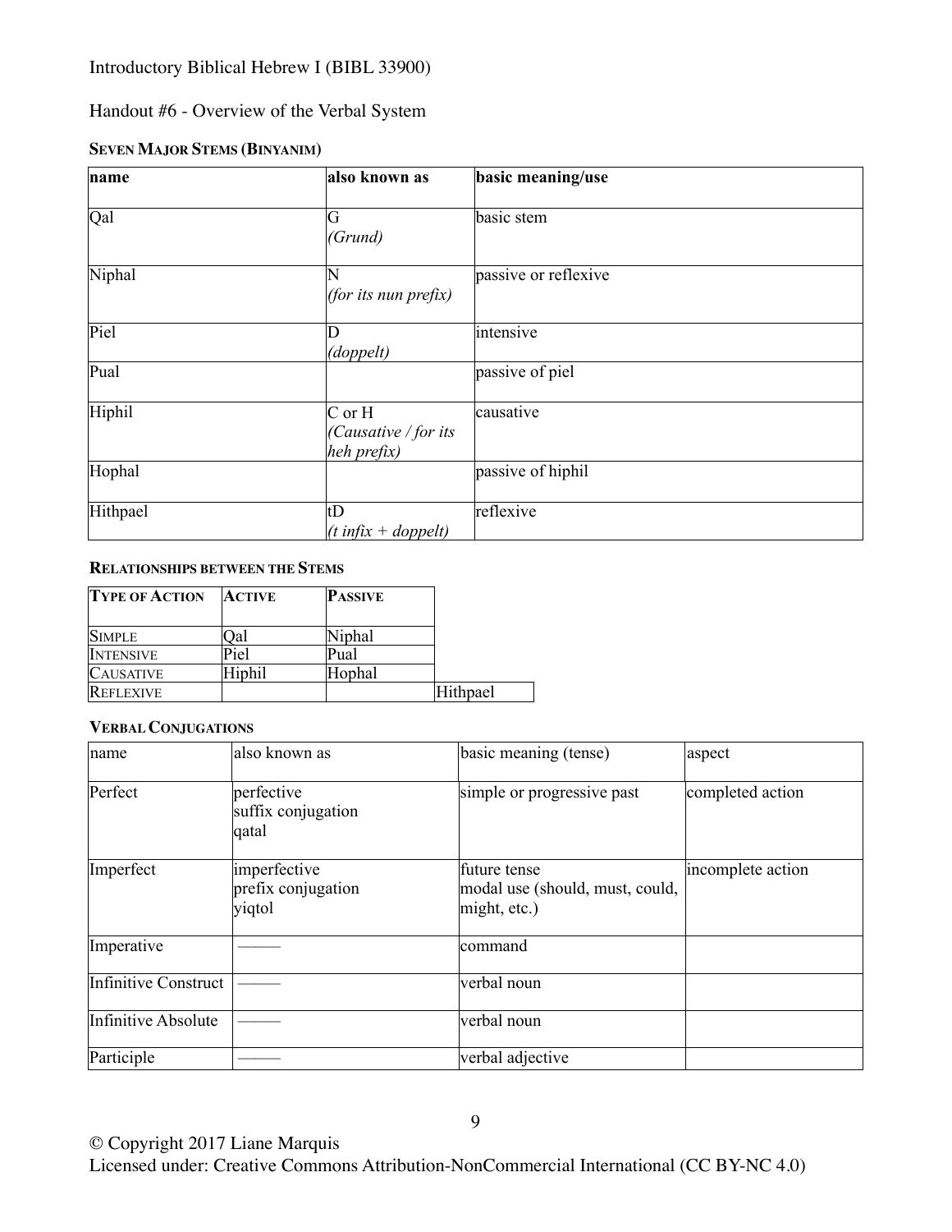Introductory Biblical Hebrew I (BIBL 33900)

Handout #6 - Overview of the Verbal System

### Seven Major Stems (Binyanim)

| name | also known as | basic meaning/use |
|---|---|---|
| Qal | G *(Grund)* | basic stem |
| Niphal | N *(for its nun prefix)* | passive or reflexive |
| Piel | D *(doppelt)* | intensive |
| Pual | | passive of piel |
| Hiphil | C or H *(Causative / for its heh prefix)* | causative |
| Hophal | | passive of hiphil |
| Hithpael | tD *(t infix + doppelt)* | reflexive |

### Relationships between the Stems

| Type of Action | Active | Passive | |
|---|---|---|---|
| Simple | Qal | Niphal | |
| Intensive | Piel | Pual | |
| Causative | Hiphil | Hophal | |
| Reflexive | | | Hithpael |

### Verbal Conjugations

| name | also known as | basic meaning (tense) | aspect |
|---|---|---|---|
| Perfect | perfective<br>suffix conjugation<br>qatal | simple or progressive past | completed action |
| Imperfect | imperfective<br>prefix conjugation<br>yiqtol | future tense<br>modal use (should, must, could, might, etc.) | incomplete action |
| Imperative | ——— | command | |
| Infinitive Construct | ——— | verbal noun | |
| Infinitive Absolute | ——— | verbal noun | |
| Participle | ——— | verbal adjective | |

© Copyright 2017 Liane Marquis
Licensed under: Creative Commons Attribution-NonCommercial International (CC BY-NC 4.0)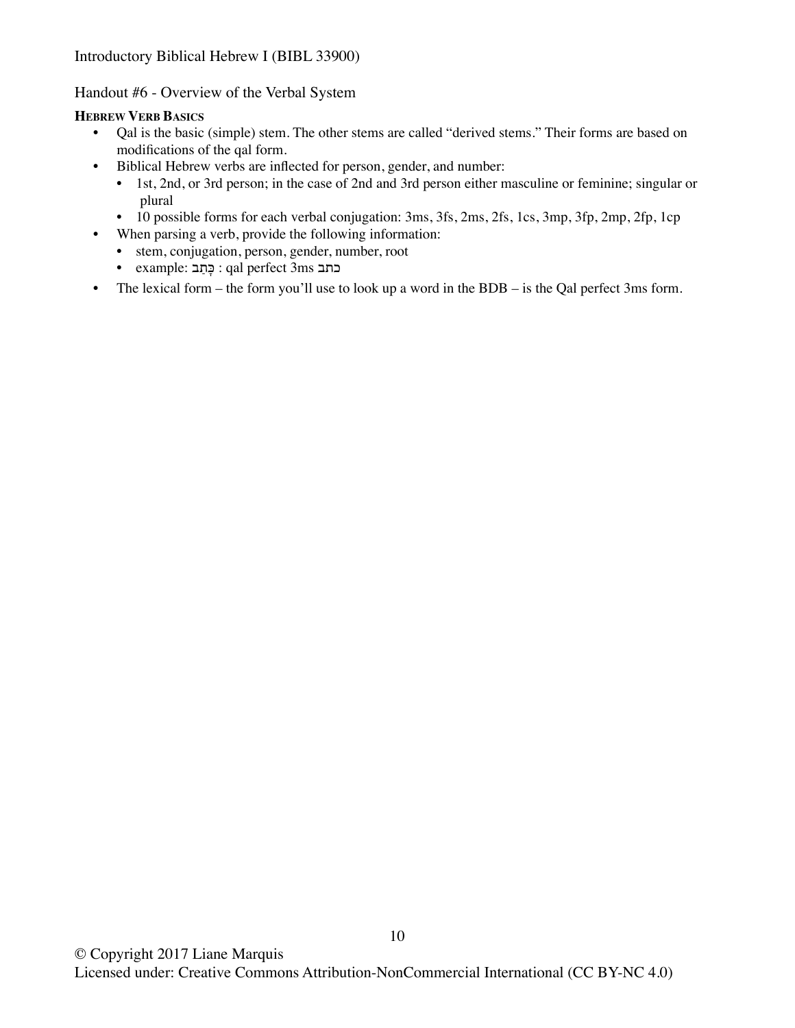Introductory Biblical Hebrew I (BIBL 33900)

Handout #6 - Overview of the Verbal System

**HEBREW VERB BASICS**

- Qal is the basic (simple) stem. The other stems are called "derived stems." Their forms are based on modifications of the qal form.
- Biblical Hebrew verbs are inflected for person, gender, and number:
  - 1st, 2nd, or 3rd person; in the case of 2nd and 3rd person either masculine or feminine; singular or plural
  - 10 possible forms for each verbal conjugation: 3ms, 3fs, 2ms, 2fs, 1cs, 3mp, 3fp, 2mp, 2fp, 1cp
- When parsing a verb, provide the following information:
  - stem, conjugation, person, gender, number, root
  - example: כָּתַב : qal perfect 3ms כתב
- The lexical form – the form you'll use to look up a word in the BDB – is the Qal perfect 3ms form.

© Copyright 2017 Liane Marquis
Licensed under: Creative Commons Attribution-NonCommercial International (CC BY-NC 4.0)